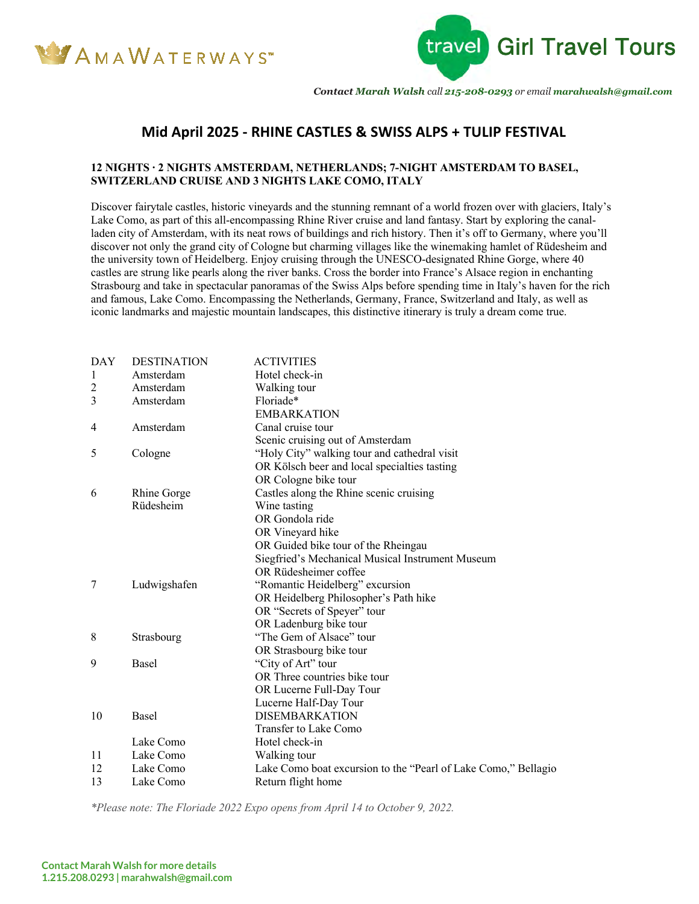AmaWaterways™

travel Girl Travel Tours

***Contact Marah Walsh** call **215-208-0293** or email **marahwalsh@gmail.com***

# Mid April 2025 - RHINE CASTLES & SWISS ALPS + TULIP FESTIVAL

**12 NIGHTS · 2 NIGHTS AMSTERDAM, NETHERLANDS; 7-NIGHT AMSTERDAM TO BASEL, SWITZERLAND CRUISE AND 3 NIGHTS LAKE COMO, ITALY**

Discover fairytale castles, historic vineyards and the stunning remnant of a world frozen over with glaciers, Italy's Lake Como, as part of this all-encompassing Rhine River cruise and land fantasy. Start by exploring the canal-laden city of Amsterdam, with its neat rows of buildings and rich history. Then it's off to Germany, where you'll discover not only the grand city of Cologne but charming villages like the winemaking hamlet of Rüdesheim and the university town of Heidelberg. Enjoy cruising through the UNESCO-designated Rhine Gorge, where 40 castles are strung like pearls along the river banks. Cross the border into France's Alsace region in enchanting Strasbourg and take in spectacular panoramas of the Swiss Alps before spending time in Italy's haven for the rich and famous, Lake Como. Encompassing the Netherlands, Germany, France, Switzerland and Italy, as well as iconic landmarks and majestic mountain landscapes, this distinctive itinerary is truly a dream come true.

| DAY | DESTINATION | ACTIVITIES |
|---|---|---|
| 1 | Amsterdam | Hotel check-in |
| 2 | Amsterdam | Walking tour |
| 3 | Amsterdam | Floriade* |
| | | EMBARKATION |
| 4 | Amsterdam | Canal cruise tour |
| | | Scenic cruising out of Amsterdam |
| 5 | Cologne | "Holy City" walking tour and cathedral visit |
| | | OR Kölsch beer and local specialties tasting |
| | | OR Cologne bike tour |
| 6 | Rhine Gorge | Castles along the Rhine scenic cruising |
| | Rüdesheim | Wine tasting |
| | | OR Gondola ride |
| | | OR Vineyard hike |
| | | OR Guided bike tour of the Rheingau |
| | | Siegfried's Mechanical Musical Instrument Museum |
| | | OR Rüdesheimer coffee |
| 7 | Ludwigshafen | "Romantic Heidelberg" excursion |
| | | OR Heidelberg Philosopher's Path hike |
| | | OR "Secrets of Speyer" tour |
| | | OR Ladenburg bike tour |
| 8 | Strasbourg | "The Gem of Alsace" tour |
| | | OR Strasbourg bike tour |
| 9 | Basel | "City of Art" tour |
| | | OR Three countries bike tour |
| | | OR Lucerne Full-Day Tour |
| | | Lucerne Half-Day Tour |
| 10 | Basel | DISEMBARKATION |
| | | Transfer to Lake Como |
| | Lake Como | Hotel check-in |
| 11 | Lake Como | Walking tour |
| 12 | Lake Como | Lake Como boat excursion to the "Pearl of Lake Como," Bellagio |
| 13 | Lake Como | Return flight home |

*\*Please note: The Floriade 2022 Expo opens from April 14 to October 9, 2022.*

**Contact Marah Walsh for more details**
**1.215.208.0293 | marahwalsh@gmail.com**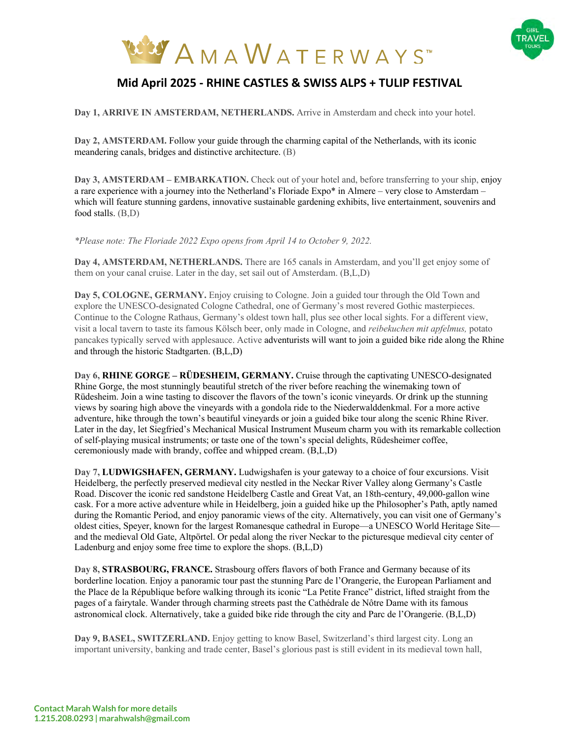# Mid April 2025 - RHINE CASTLES & SWISS ALPS + TULIP FESTIVAL

**Day 1, ARRIVE IN AMSTERDAM, NETHERLANDS.** Arrive in Amsterdam and check into your hotel.

**Day 2, AMSTERDAM.** Follow your guide through the charming capital of the Netherlands, with its iconic meandering canals, bridges and distinctive architecture. (B)

**Day 3, AMSTERDAM – EMBARKATION.** Check out of your hotel and, before transferring to your ship, enjoy a rare experience with a journey into the Netherland's Floriade Expo* in Almere – very close to Amsterdam – which will feature stunning gardens, innovative sustainable gardening exhibits, live entertainment, souvenirs and food stalls. (B,D)

*\*Please note: The Floriade 2022 Expo opens from April 14 to October 9, 2022.*

**Day 4, AMSTERDAM, NETHERLANDS.** There are 165 canals in Amsterdam, and you'll get enjoy some of them on your canal cruise. Later in the day, set sail out of Amsterdam. (B,L,D)

**Day 5, COLOGNE, GERMANY.** Enjoy cruising to Cologne. Join a guided tour through the Old Town and explore the UNESCO-designated Cologne Cathedral, one of Germany's most revered Gothic masterpieces. Continue to the Cologne Rathaus, Germany's oldest town hall, plus see other local sights. For a different view, visit a local tavern to taste its famous Kölsch beer, only made in Cologne, and *reibekuchen mit apfelmus,* potato pancakes typically served with applesauce. Active adventurists will want to join a guided bike ride along the Rhine and through the historic Stadtgarten. (B,L,D)

**Day 6, RHINE GORGE – RÜDESHEIM, GERMANY.** Cruise through the captivating UNESCO-designated Rhine Gorge, the most stunningly beautiful stretch of the river before reaching the winemaking town of Rüdesheim. Join a wine tasting to discover the flavors of the town's iconic vineyards. Or drink up the stunning views by soaring high above the vineyards with a gondola ride to the Niederwalddenkmal. For a more active adventure, hike through the town's beautiful vineyards or join a guided bike tour along the scenic Rhine River. Later in the day, let Siegfried's Mechanical Musical Instrument Museum charm you with its remarkable collection of self-playing musical instruments; or taste one of the town's special delights, Rüdesheimer coffee, ceremoniously made with brandy, coffee and whipped cream. (B,L,D)

**Day 7, LUDWIGSHAFEN, GERMANY.** Ludwigshafen is your gateway to a choice of four excursions. Visit Heidelberg, the perfectly preserved medieval city nestled in the Neckar River Valley along Germany's Castle Road. Discover the iconic red sandstone Heidelberg Castle and Great Vat, an 18th-century, 49,000-gallon wine cask. For a more active adventure while in Heidelberg, join a guided hike up the Philosopher's Path, aptly named during the Romantic Period, and enjoy panoramic views of the city. Alternatively, you can visit one of Germany's oldest cities, Speyer, known for the largest Romanesque cathedral in Europe—a UNESCO World Heritage Site—and the medieval Old Gate, Altpörtel. Or pedal along the river Neckar to the picturesque medieval city center of Ladenburg and enjoy some free time to explore the shops. (B,L,D)

**Day 8, STRASBOURG, FRANCE.** Strasbourg offers flavors of both France and Germany because of its borderline location. Enjoy a panoramic tour past the stunning Parc de l'Orangerie, the European Parliament and the Place de la République before walking through its iconic "La Petite France" district, lifted straight from the pages of a fairytale. Wander through charming streets past the Cathédrale de Nôtre Dame with its famous astronomical clock. Alternatively, take a guided bike ride through the city and Parc de l'Orangerie. (B,L,D)

**Day 9, BASEL, SWITZERLAND.** Enjoy getting to know Basel, Switzerland's third largest city. Long an important university, banking and trade center, Basel's glorious past is still evident in its medieval town hall,

**Contact Marah Walsh for more details**
**1.215.208.0293 | marahwalsh@gmail.com**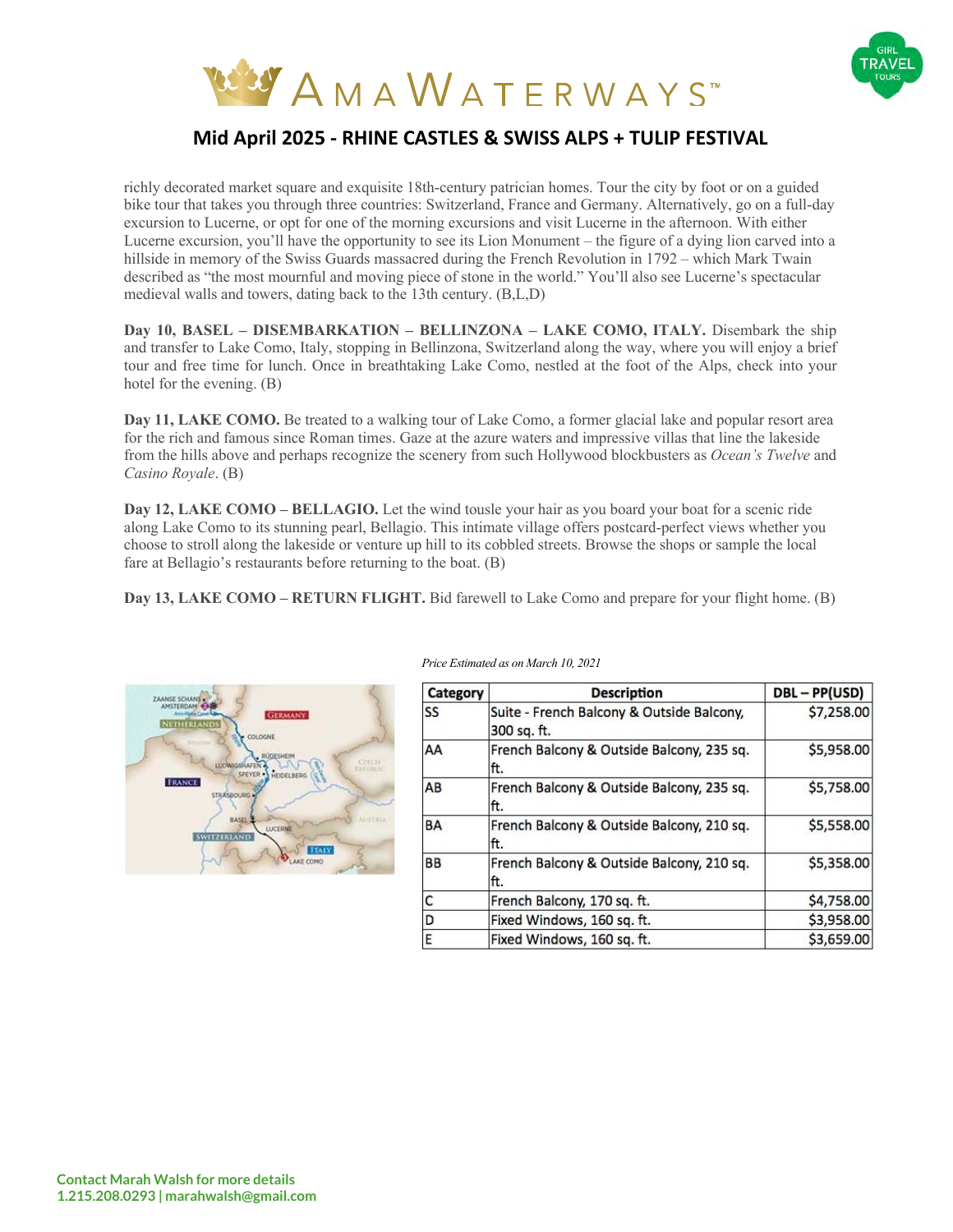## Mid April 2025 - RHINE CASTLES & SWISS ALPS + TULIP FESTIVAL

richly decorated market square and exquisite 18th-century patrician homes. Tour the city by foot or on a guided bike tour that takes you through three countries: Switzerland, France and Germany. Alternatively, go on a full-day excursion to Lucerne, or opt for one of the morning excursions and visit Lucerne in the afternoon. With either Lucerne excursion, you'll have the opportunity to see its Lion Monument – the figure of a dying lion carved into a hillside in memory of the Swiss Guards massacred during the French Revolution in 1792 – which Mark Twain described as "the most mournful and moving piece of stone in the world." You'll also see Lucerne's spectacular medieval walls and towers, dating back to the 13th century. (B,L,D)

**Day 10, BASEL – DISEMBARKATION – BELLINZONA – LAKE COMO, ITALY.** Disembark the ship and transfer to Lake Como, Italy, stopping in Bellinzona, Switzerland along the way, where you will enjoy a brief tour and free time for lunch. Once in breathtaking Lake Como, nestled at the foot of the Alps, check into your hotel for the evening. (B)

**Day 11, LAKE COMO.** Be treated to a walking tour of Lake Como, a former glacial lake and popular resort area for the rich and famous since Roman times. Gaze at the azure waters and impressive villas that line the lakeside from the hills above and perhaps recognize the scenery from such Hollywood blockbusters as *Ocean's Twelve* and *Casino Royale*. (B)

**Day 12, LAKE COMO – BELLAGIO.** Let the wind tousle your hair as you board your boat for a scenic ride along Lake Como to its stunning pearl, Bellagio. This intimate village offers postcard-perfect views whether you choose to stroll along the lakeside or venture up hill to its cobbled streets. Browse the shops or sample the local fare at Bellagio's restaurants before returning to the boat. (B)

**Day 13, LAKE COMO – RETURN FLIGHT.** Bid farewell to Lake Como and prepare for your flight home. (B)

ZAANSE SCHANS
AMSTERDAM
NETHERLANDS
GERMANY
COLOGNE
RÜDESHEIM
LUDWIGSHAFEN
SPEYER
HEIDELBERG
FRANCE
STRASBOURG
BASEL
LUCERNE
SWITZERLAND
ITALY
LAKE COMO

*Price Estimated as on March 10, 2021*

| Category | Description | DBL – PP(USD) |
|---|---|---|
| SS | Suite - French Balcony & Outside Balcony, 300 sq. ft. | $7,258.00 |
| AA | French Balcony & Outside Balcony, 235 sq. ft. | $5,958.00 |
| AB | French Balcony & Outside Balcony, 235 sq. ft. | $5,758.00 |
| BA | French Balcony & Outside Balcony, 210 sq. ft. | $5,558.00 |
| BB | French Balcony & Outside Balcony, 210 sq. ft. | $5,358.00 |
| C | French Balcony, 170 sq. ft. | $4,758.00 |
| D | Fixed Windows, 160 sq. ft. | $3,958.00 |
| E | Fixed Windows, 160 sq. ft. | $3,659.00 |

**Contact Marah Walsh for more details**
**1.215.208.0293 | marahwalsh@gmail.com**